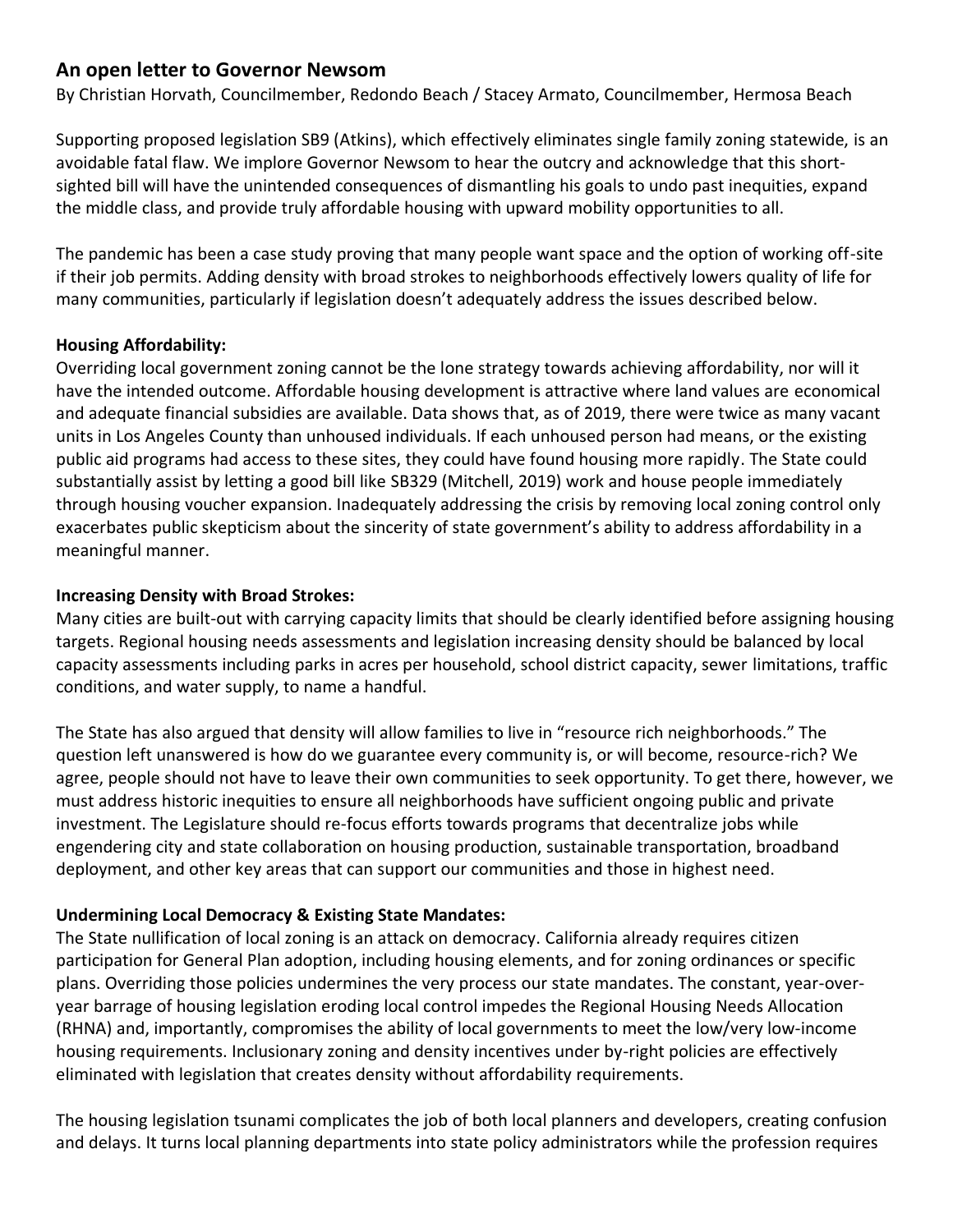## An open letter to Governor Newsom

By Christian Horvath, Councilmember, Redondo Beach / Stacey Armato, Councilmember, Hermosa Beach

Supporting proposed legislation SB9 (Atkins), which effectively eliminates single family zoning statewide, is an avoidable fatal flaw. We implore Governor Newsom to hear the outcry and acknowledge that this short-sighted bill will have the unintended consequences of dismantling his goals to undo past inequities, expand the middle class, and provide truly affordable housing with upward mobility opportunities to all.

The pandemic has been a case study proving that many people want space and the option of working off-site if their job permits. Adding density with broad strokes to neighborhoods effectively lowers quality of life for many communities, particularly if legislation doesn't adequately address the issues described below.

**Housing Affordability:**

Overriding local government zoning cannot be the lone strategy towards achieving affordability, nor will it have the intended outcome. Affordable housing development is attractive where land values are economical and adequate financial subsidies are available. Data shows that, as of 2019, there were twice as many vacant units in Los Angeles County than unhoused individuals. If each unhoused person had means, or the existing public aid programs had access to these sites, they could have found housing more rapidly. The State could substantially assist by letting a good bill like SB329 (Mitchell, 2019) work and house people immediately through housing voucher expansion. Inadequately addressing the crisis by removing local zoning control only exacerbates public skepticism about the sincerity of state government's ability to address affordability in a meaningful manner.

**Increasing Density with Broad Strokes:**

Many cities are built-out with carrying capacity limits that should be clearly identified before assigning housing targets. Regional housing needs assessments and legislation increasing density should be balanced by local capacity assessments including parks in acres per household, school district capacity, sewer limitations, traffic conditions, and water supply, to name a handful.

The State has also argued that density will allow families to live in "resource rich neighborhoods." The question left unanswered is how do we guarantee every community is, or will become, resource-rich? We agree, people should not have to leave their own communities to seek opportunity. To get there, however, we must address historic inequities to ensure all neighborhoods have sufficient ongoing public and private investment. The Legislature should re-focus efforts towards programs that decentralize jobs while engendering city and state collaboration on housing production, sustainable transportation, broadband deployment, and other key areas that can support our communities and those in highest need.

**Undermining Local Democracy & Existing State Mandates:**

The State nullification of local zoning is an attack on democracy. California already requires citizen participation for General Plan adoption, including housing elements, and for zoning ordinances or specific plans. Overriding those policies undermines the very process our state mandates. The constant, year-over-year barrage of housing legislation eroding local control impedes the Regional Housing Needs Allocation (RHNA) and, importantly, compromises the ability of local governments to meet the low/very low-income housing requirements. Inclusionary zoning and density incentives under by-right policies are effectively eliminated with legislation that creates density without affordability requirements.

The housing legislation tsunami complicates the job of both local planners and developers, creating confusion and delays. It turns local planning departments into state policy administrators while the profession requires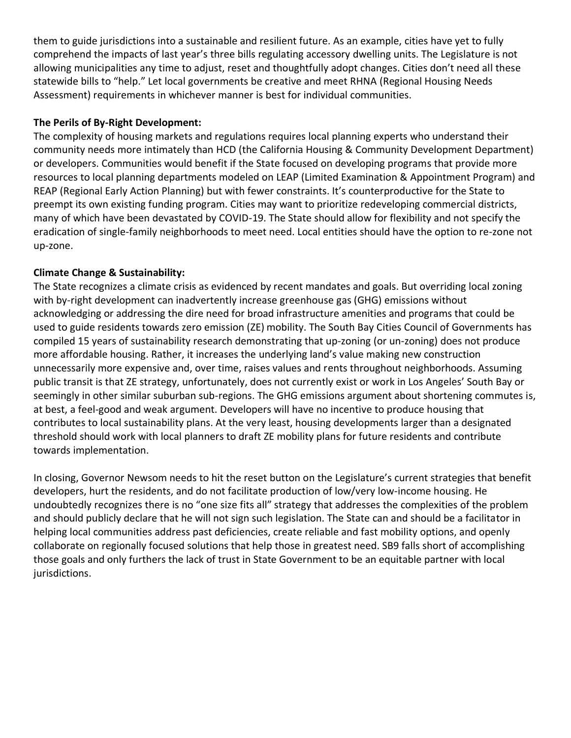them to guide jurisdictions into a sustainable and resilient future. As an example, cities have yet to fully comprehend the impacts of last year's three bills regulating accessory dwelling units. The Legislature is not allowing municipalities any time to adjust, reset and thoughtfully adopt changes. Cities don't need all these statewide bills to "help." Let local governments be creative and meet RHNA (Regional Housing Needs Assessment) requirements in whichever manner is best for individual communities.

**The Perils of By-Right Development:**
The complexity of housing markets and regulations requires local planning experts who understand their community needs more intimately than HCD (the California Housing & Community Development Department) or developers. Communities would benefit if the State focused on developing programs that provide more resources to local planning departments modeled on LEAP (Limited Examination & Appointment Program) and REAP (Regional Early Action Planning) but with fewer constraints. It's counterproductive for the State to preempt its own existing funding program. Cities may want to prioritize redeveloping commercial districts, many of which have been devastated by COVID-19. The State should allow for flexibility and not specify the eradication of single-family neighborhoods to meet need. Local entities should have the option to re-zone not up-zone.

**Climate Change & Sustainability:**
The State recognizes a climate crisis as evidenced by recent mandates and goals. But overriding local zoning with by-right development can inadvertently increase greenhouse gas (GHG) emissions without acknowledging or addressing the dire need for broad infrastructure amenities and programs that could be used to guide residents towards zero emission (ZE) mobility. The South Bay Cities Council of Governments has compiled 15 years of sustainability research demonstrating that up-zoning (or un-zoning) does not produce more affordable housing. Rather, it increases the underlying land's value making new construction unnecessarily more expensive and, over time, raises values and rents throughout neighborhoods. Assuming public transit is that ZE strategy, unfortunately, does not currently exist or work in Los Angeles' South Bay or seemingly in other similar suburban sub-regions. The GHG emissions argument about shortening commutes is, at best, a feel-good and weak argument. Developers will have no incentive to produce housing that contributes to local sustainability plans. At the very least, housing developments larger than a designated threshold should work with local planners to draft ZE mobility plans for future residents and contribute towards implementation.

In closing, Governor Newsom needs to hit the reset button on the Legislature's current strategies that benefit developers, hurt the residents, and do not facilitate production of low/very low-income housing. He undoubtedly recognizes there is no "one size fits all" strategy that addresses the complexities of the problem and should publicly declare that he will not sign such legislation. The State can and should be a facilitator in helping local communities address past deficiencies, create reliable and fast mobility options, and openly collaborate on regionally focused solutions that help those in greatest need. SB9 falls short of accomplishing those goals and only furthers the lack of trust in State Government to be an equitable partner with local jurisdictions.